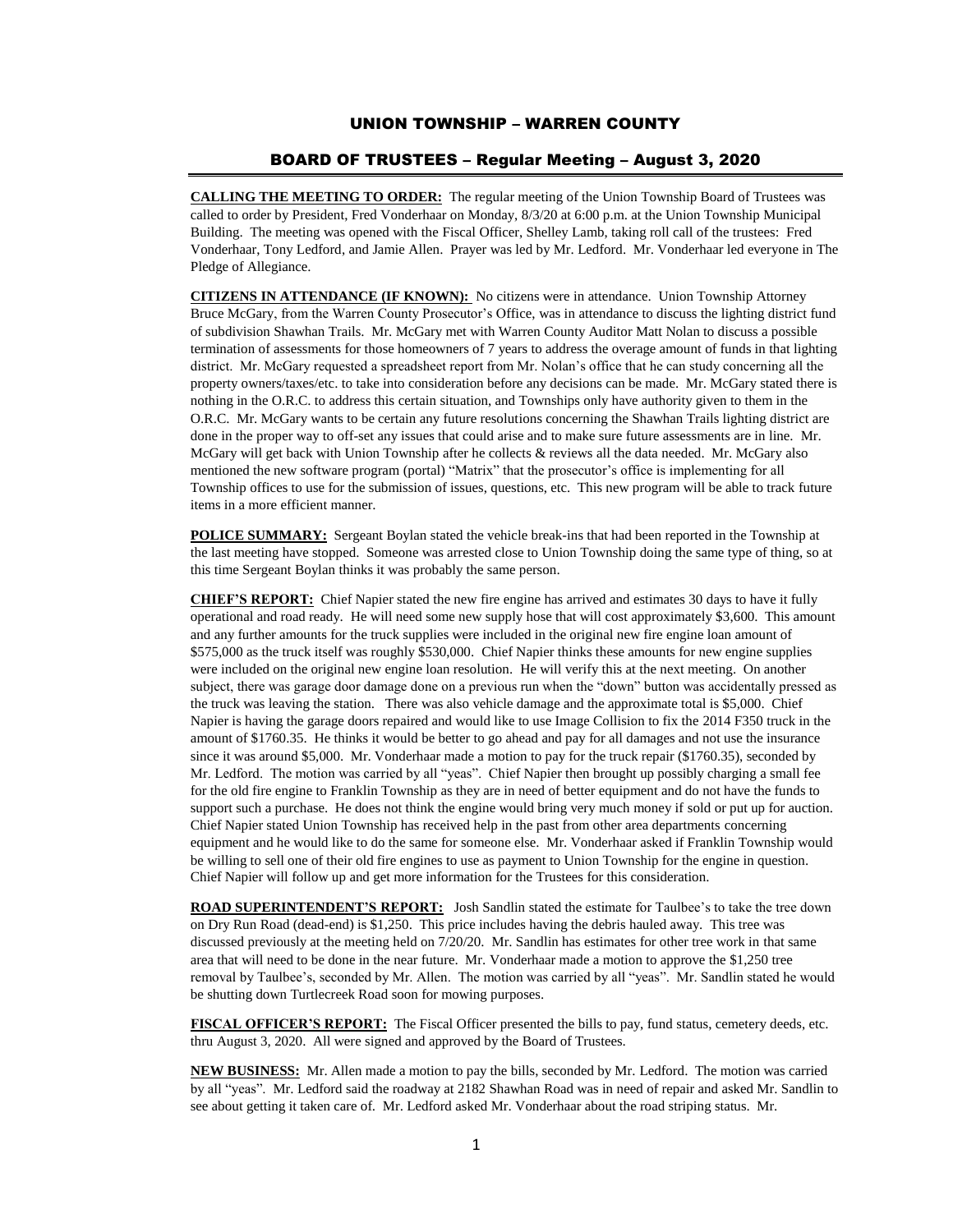# UNION TOWNSHIP – WARREN COUNTY

## BOARD OF TRUSTEES – Regular Meeting – August 3, 2020

**CALLING THE MEETING TO ORDER:** The regular meeting of the Union Township Board of Trustees was called to order by President, Fred Vonderhaar on Monday, 8/3/20 at 6:00 p.m. at the Union Township Municipal Building. The meeting was opened with the Fiscal Officer, Shelley Lamb, taking roll call of the trustees: Fred Vonderhaar, Tony Ledford, and Jamie Allen. Prayer was led by Mr. Ledford. Mr. Vonderhaar led everyone in The Pledge of Allegiance.

**CITIZENS IN ATTENDANCE (IF KNOWN):** No citizens were in attendance. Union Township Attorney Bruce McGary, from the Warren County Prosecutor's Office, was in attendance to discuss the lighting district fund of subdivision Shawhan Trails. Mr. McGary met with Warren County Auditor Matt Nolan to discuss a possible termination of assessments for those homeowners of 7 years to address the overage amount of funds in that lighting district. Mr. McGary requested a spreadsheet report from Mr. Nolan's office that he can study concerning all the property owners/taxes/etc. to take into consideration before any decisions can be made. Mr. McGary stated there is nothing in the O.R.C. to address this certain situation, and Townships only have authority given to them in the O.R.C. Mr. McGary wants to be certain any future resolutions concerning the Shawhan Trails lighting district are done in the proper way to off-set any issues that could arise and to make sure future assessments are in line. Mr. McGary will get back with Union Township after he collects & reviews all the data needed. Mr. McGary also mentioned the new software program (portal) "Matrix" that the prosecutor's office is implementing for all Township offices to use for the submission of issues, questions, etc. This new program will be able to track future items in a more efficient manner.

**POLICE SUMMARY:** Sergeant Boylan stated the vehicle break-ins that had been reported in the Township at the last meeting have stopped. Someone was arrested close to Union Township doing the same type of thing, so at this time Sergeant Boylan thinks it was probably the same person.

**CHIEF'S REPORT:** Chief Napier stated the new fire engine has arrived and estimates 30 days to have it fully operational and road ready. He will need some new supply hose that will cost approximately $3,600. This amount and any further amounts for the truck supplies were included in the original new fire engine loan amount of $575,000 as the truck itself was roughly $530,000. Chief Napier thinks these amounts for new engine supplies were included on the original new engine loan resolution. He will verify this at the next meeting. On another subject, there was garage door damage done on a previous run when the "down" button was accidentally pressed as the truck was leaving the station. There was also vehicle damage and the approximate total is $5,000. Chief Napier is having the garage doors repaired and would like to use Image Collision to fix the 2014 F350 truck in the amount of $1760.35. He thinks it would be better to go ahead and pay for all damages and not use the insurance since it was around $5,000. Mr. Vonderhaar made a motion to pay for the truck repair ($1760.35), seconded by Mr. Ledford. The motion was carried by all "yeas". Chief Napier then brought up possibly charging a small fee for the old fire engine to Franklin Township as they are in need of better equipment and do not have the funds to support such a purchase. He does not think the engine would bring very much money if sold or put up for auction. Chief Napier stated Union Township has received help in the past from other area departments concerning equipment and he would like to do the same for someone else. Mr. Vonderhaar asked if Franklin Township would be willing to sell one of their old fire engines to use as payment to Union Township for the engine in question. Chief Napier will follow up and get more information for the Trustees for this consideration.

**ROAD SUPERINTENDENT'S REPORT:** Josh Sandlin stated the estimate for Taulbee's to take the tree down on Dry Run Road (dead-end) is $1,250. This price includes having the debris hauled away. This tree was discussed previously at the meeting held on 7/20/20. Mr. Sandlin has estimates for other tree work in that same area that will need to be done in the near future. Mr. Vonderhaar made a motion to approve the $1,250 tree removal by Taulbee's, seconded by Mr. Allen. The motion was carried by all "yeas". Mr. Sandlin stated he would be shutting down Turtlecreek Road soon for mowing purposes.

**FISCAL OFFICER'S REPORT:** The Fiscal Officer presented the bills to pay, fund status, cemetery deeds, etc. thru August 3, 2020. All were signed and approved by the Board of Trustees.

**NEW BUSINESS:** Mr. Allen made a motion to pay the bills, seconded by Mr. Ledford. The motion was carried by all "yeas". Mr. Ledford said the roadway at 2182 Shawhan Road was in need of repair and asked Mr. Sandlin to see about getting it taken care of. Mr. Ledford asked Mr. Vonderhaar about the road striping status. Mr.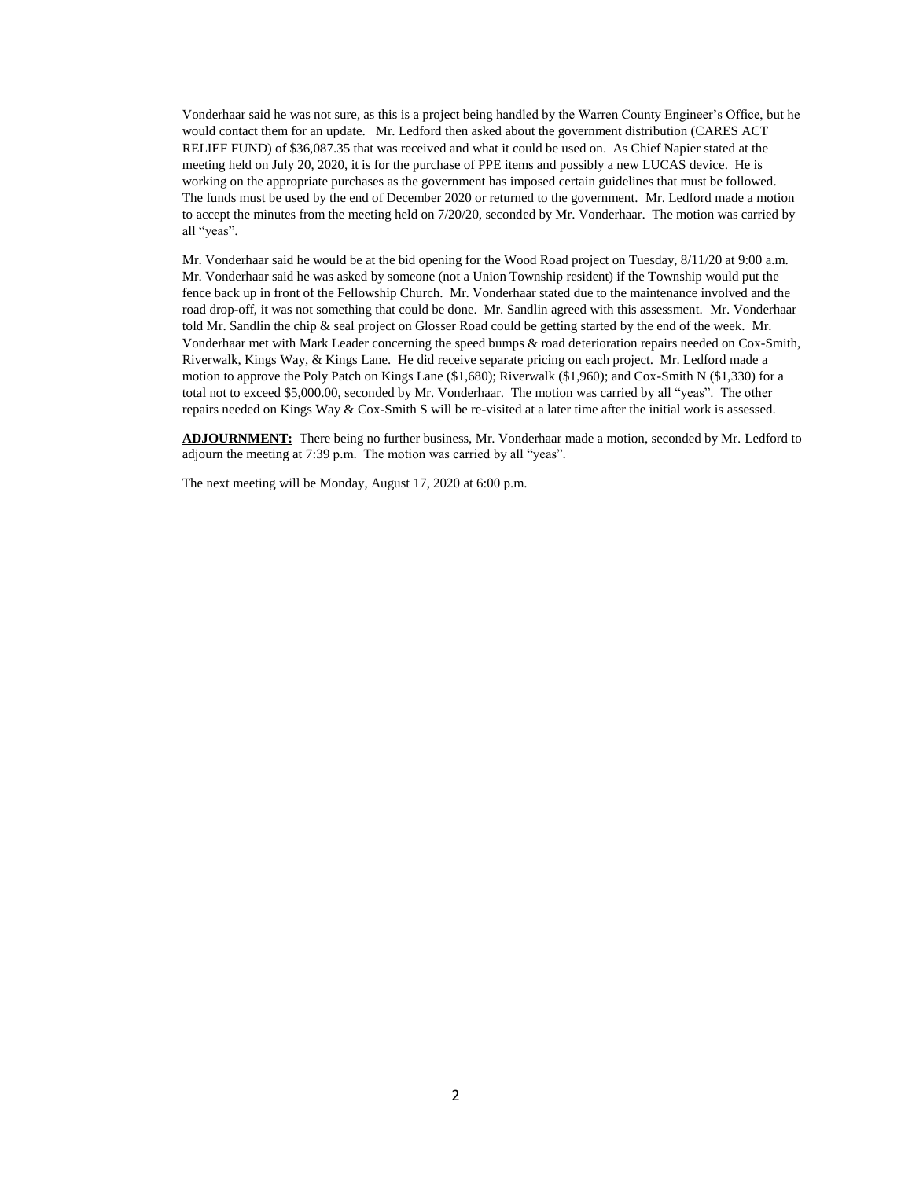Vonderhaar said he was not sure, as this is a project being handled by the Warren County Engineer's Office, but he would contact them for an update. Mr. Ledford then asked about the government distribution (CARES ACT RELIEF FUND) of $36,087.35 that was received and what it could be used on. As Chief Napier stated at the meeting held on July 20, 2020, it is for the purchase of PPE items and possibly a new LUCAS device. He is working on the appropriate purchases as the government has imposed certain guidelines that must be followed. The funds must be used by the end of December 2020 or returned to the government. Mr. Ledford made a motion to accept the minutes from the meeting held on 7/20/20, seconded by Mr. Vonderhaar. The motion was carried by all "yeas".

Mr. Vonderhaar said he would be at the bid opening for the Wood Road project on Tuesday, 8/11/20 at 9:00 a.m. Mr. Vonderhaar said he was asked by someone (not a Union Township resident) if the Township would put the fence back up in front of the Fellowship Church. Mr. Vonderhaar stated due to the maintenance involved and the road drop-off, it was not something that could be done. Mr. Sandlin agreed with this assessment. Mr. Vonderhaar told Mr. Sandlin the chip & seal project on Glosser Road could be getting started by the end of the week. Mr. Vonderhaar met with Mark Leader concerning the speed bumps & road deterioration repairs needed on Cox-Smith, Riverwalk, Kings Way, & Kings Lane. He did receive separate pricing on each project. Mr. Ledford made a motion to approve the Poly Patch on Kings Lane ($1,680); Riverwalk ($1,960); and Cox-Smith N ($1,330) for a total not to exceed $5,000.00, seconded by Mr. Vonderhaar. The motion was carried by all "yeas". The other repairs needed on Kings Way & Cox-Smith S will be re-visited at a later time after the initial work is assessed.

**ADJOURNMENT:** There being no further business, Mr. Vonderhaar made a motion, seconded by Mr. Ledford to adjourn the meeting at 7:39 p.m. The motion was carried by all "yeas".

The next meeting will be Monday, August 17, 2020 at 6:00 p.m.